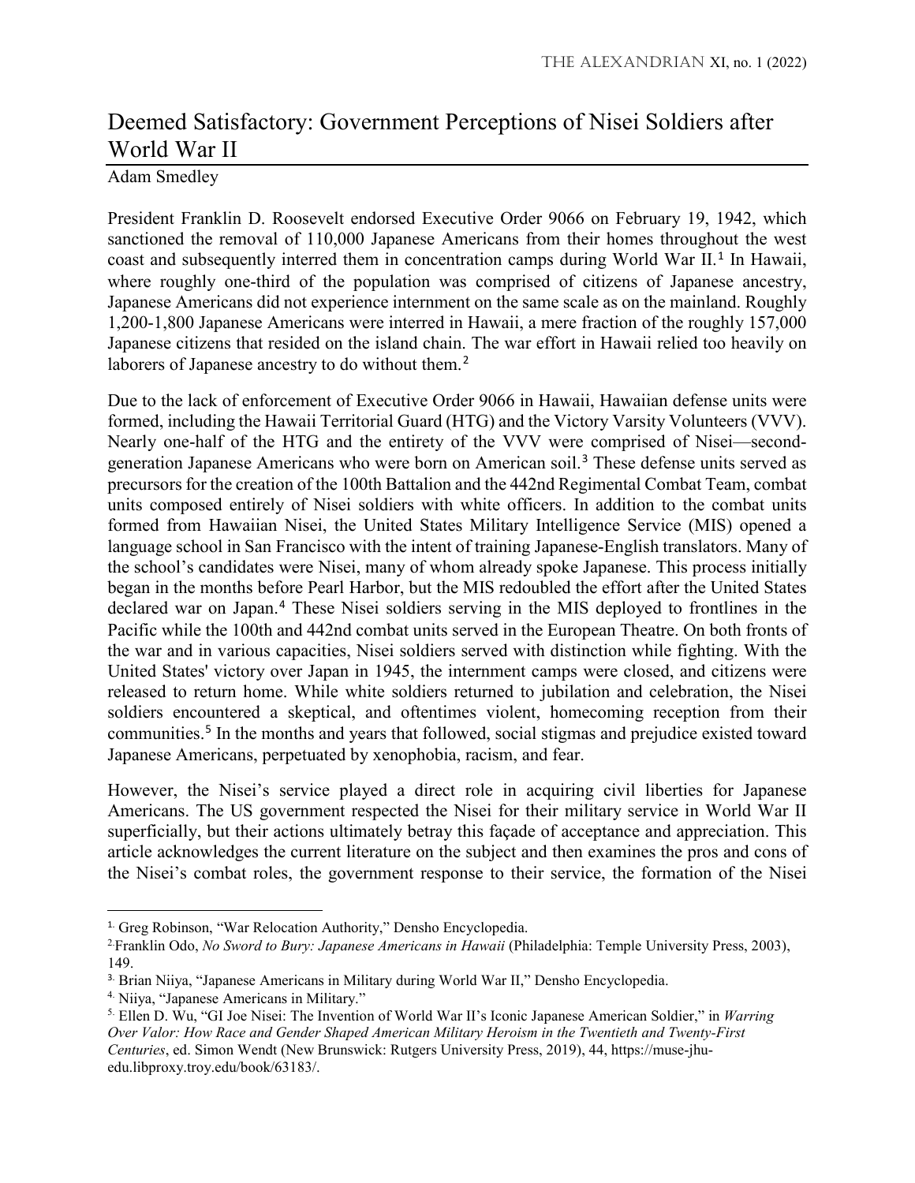# Deemed Satisfactory: Government Perceptions of Nisei Soldiers after World War II

Adam Smedley

President Franklin D. Roosevelt endorsed Executive Order 9066 on February 19, 1942, which sanctioned the removal of 110,000 Japanese Americans from their homes throughout the west coast and subsequently interred them in concentration camps during World War II.[1] In Hawaii, where roughly one-third of the population was comprised of citizens of Japanese ancestry, Japanese Americans did not experience internment on the same scale as on the mainland. Roughly 1,200-1,800 Japanese Americans were interred in Hawaii, a mere fraction of the roughly 157,000 Japanese citizens that resided on the island chain. The war effort in Hawaii relied too heavily on laborers of Japanese ancestry to do without them.[2]

Due to the lack of enforcement of Executive Order 9066 in Hawaii, Hawaiian defense units were formed, including the Hawaii Territorial Guard (HTG) and the Victory Varsity Volunteers (VVV). Nearly one-half of the HTG and the entirety of the VVV were comprised of Nisei—second-generation Japanese Americans who were born on American soil.[3] These defense units served as precursors for the creation of the 100th Battalion and the 442nd Regimental Combat Team, combat units composed entirely of Nisei soldiers with white officers. In addition to the combat units formed from Hawaiian Nisei, the United States Military Intelligence Service (MIS) opened a language school in San Francisco with the intent of training Japanese-English translators. Many of the school's candidates were Nisei, many of whom already spoke Japanese. This process initially began in the months before Pearl Harbor, but the MIS redoubled the effort after the United States declared war on Japan.[4] These Nisei soldiers serving in the MIS deployed to frontlines in the Pacific while the 100th and 442nd combat units served in the European Theatre. On both fronts of the war and in various capacities, Nisei soldiers served with distinction while fighting. With the United States' victory over Japan in 1945, the internment camps were closed, and citizens were released to return home. While white soldiers returned to jubilation and celebration, the Nisei soldiers encountered a skeptical, and oftentimes violent, homecoming reception from their communities.[5] In the months and years that followed, social stigmas and prejudice existed toward Japanese Americans, perpetuated by xenophobia, racism, and fear.

However, the Nisei's service played a direct role in acquiring civil liberties for Japanese Americans. The US government respected the Nisei for their military service in World War II superficially, but their actions ultimately betray this façade of acceptance and appreciation. This article acknowledges the current literature on the subject and then examines the pros and cons of the Nisei's combat roles, the government response to their service, the formation of the Nisei

---

[1] Greg Robinson, "War Relocation Authority," Densho Encyclopedia.

[2] Franklin Odo, *No Sword to Bury: Japanese Americans in Hawaii* (Philadelphia: Temple University Press, 2003), 149.

[3] Brian Niiya, "Japanese Americans in Military during World War II," Densho Encyclopedia.

[4] Niiya, "Japanese Americans in Military."

[5] Ellen D. Wu, "GI Joe Nisei: The Invention of World War II's Iconic Japanese American Soldier," in *Warring Over Valor: How Race and Gender Shaped American Military Heroism in the Twentieth and Twenty-First Centuries*, ed. Simon Wendt (New Brunswick: Rutgers University Press, 2019), 44, https://muse-jhu-edu.libproxy.troy.edu/book/63183/.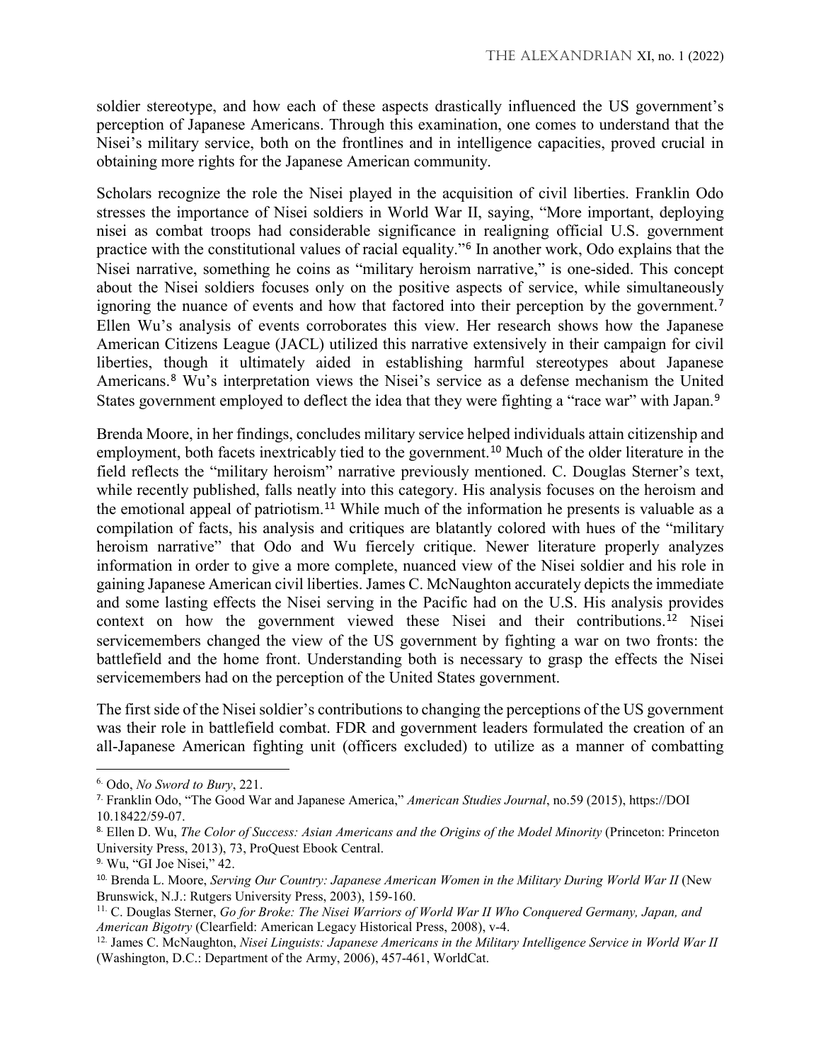soldier stereotype, and how each of these aspects drastically influenced the US government's perception of Japanese Americans. Through this examination, one comes to understand that the Nisei's military service, both on the frontlines and in intelligence capacities, proved crucial in obtaining more rights for the Japanese American community.

Scholars recognize the role the Nisei played in the acquisition of civil liberties. Franklin Odo stresses the importance of Nisei soldiers in World War II, saying, "More important, deploying nisei as combat troops had considerable significance in realigning official U.S. government practice with the constitutional values of racial equality."[6] In another work, Odo explains that the Nisei narrative, something he coins as "military heroism narrative," is one-sided. This concept about the Nisei soldiers focuses only on the positive aspects of service, while simultaneously ignoring the nuance of events and how that factored into their perception by the government.[7] Ellen Wu's analysis of events corroborates this view. Her research shows how the Japanese American Citizens League (JACL) utilized this narrative extensively in their campaign for civil liberties, though it ultimately aided in establishing harmful stereotypes about Japanese Americans.[8] Wu's interpretation views the Nisei's service as a defense mechanism the United States government employed to deflect the idea that they were fighting a "race war" with Japan.[9]

Brenda Moore, in her findings, concludes military service helped individuals attain citizenship and employment, both facets inextricably tied to the government.[10] Much of the older literature in the field reflects the "military heroism" narrative previously mentioned. C. Douglas Sterner's text, while recently published, falls neatly into this category. His analysis focuses on the heroism and the emotional appeal of patriotism.[11] While much of the information he presents is valuable as a compilation of facts, his analysis and critiques are blatantly colored with hues of the "military heroism narrative" that Odo and Wu fiercely critique. Newer literature properly analyzes information in order to give a more complete, nuanced view of the Nisei soldier and his role in gaining Japanese American civil liberties. James C. McNaughton accurately depicts the immediate and some lasting effects the Nisei serving in the Pacific had on the U.S. His analysis provides context on how the government viewed these Nisei and their contributions.[12] Nisei servicemembers changed the view of the US government by fighting a war on two fronts: the battlefield and the home front. Understanding both is necessary to grasp the effects the Nisei servicemembers had on the perception of the United States government.

The first side of the Nisei soldier's contributions to changing the perceptions of the US government was their role in battlefield combat. FDR and government leaders formulated the creation of an all-Japanese American fighting unit (officers excluded) to utilize as a manner of combatting

---

6. Odo, *No Sword to Bury*, 221.

7. Franklin Odo, "The Good War and Japanese America," *American Studies Journal*, no.59 (2015), https://DOI 10.18422/59-07.

8. Ellen D. Wu, *The Color of Success: Asian Americans and the Origins of the Model Minority* (Princeton: Princeton University Press, 2013), 73, ProQuest Ebook Central.

9. Wu, "GI Joe Nisei," 42.

10. Brenda L. Moore, *Serving Our Country: Japanese American Women in the Military During World War II* (New Brunswick, N.J.: Rutgers University Press, 2003), 159-160.

11. C. Douglas Sterner, *Go for Broke: The Nisei Warriors of World War II Who Conquered Germany, Japan, and American Bigotry* (Clearfield: American Legacy Historical Press, 2008), v-4.

12. James C. McNaughton, *Nisei Linguists: Japanese Americans in the Military Intelligence Service in World War II* (Washington, D.C.: Department of the Army, 2006), 457-461, WorldCat.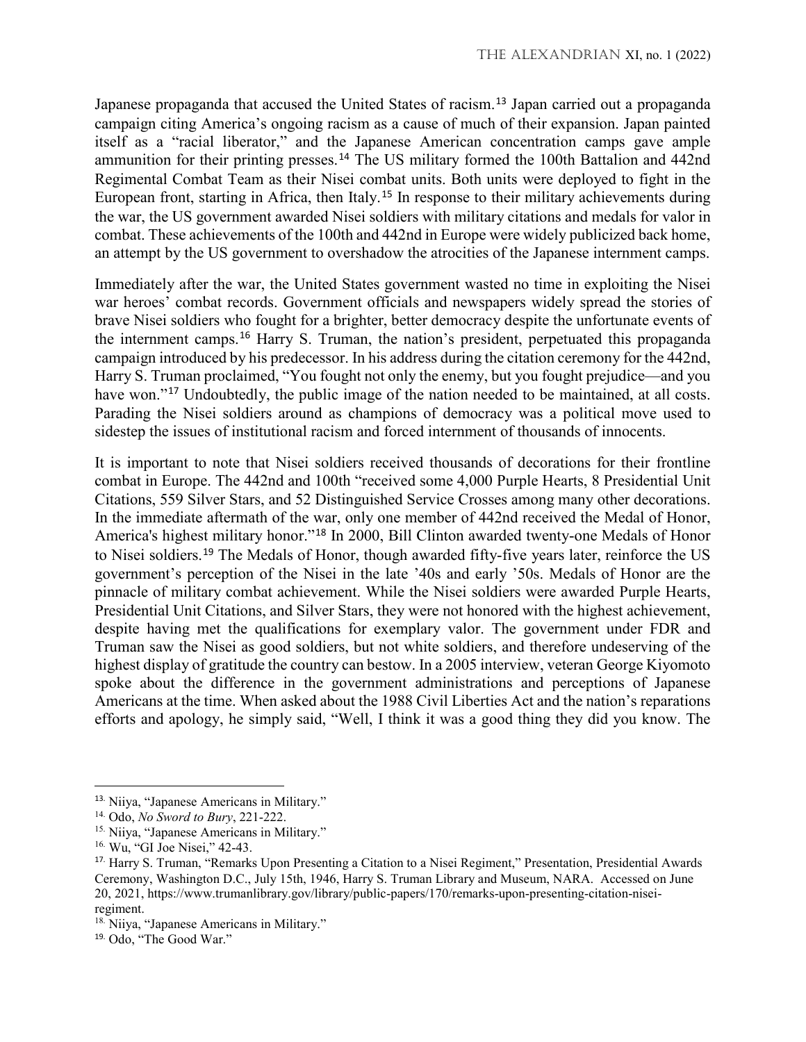Japanese propaganda that accused the United States of racism.[13] Japan carried out a propaganda campaign citing America's ongoing racism as a cause of much of their expansion. Japan painted itself as a "racial liberator," and the Japanese American concentration camps gave ample ammunition for their printing presses.[14] The US military formed the 100th Battalion and 442nd Regimental Combat Team as their Nisei combat units. Both units were deployed to fight in the European front, starting in Africa, then Italy.[15] In response to their military achievements during the war, the US government awarded Nisei soldiers with military citations and medals for valor in combat. These achievements of the 100th and 442nd in Europe were widely publicized back home, an attempt by the US government to overshadow the atrocities of the Japanese internment camps.

Immediately after the war, the United States government wasted no time in exploiting the Nisei war heroes' combat records. Government officials and newspapers widely spread the stories of brave Nisei soldiers who fought for a brighter, better democracy despite the unfortunate events of the internment camps.[16] Harry S. Truman, the nation's president, perpetuated this propaganda campaign introduced by his predecessor. In his address during the citation ceremony for the 442nd, Harry S. Truman proclaimed, "You fought not only the enemy, but you fought prejudice—and you have won."[17] Undoubtedly, the public image of the nation needed to be maintained, at all costs. Parading the Nisei soldiers around as champions of democracy was a political move used to sidestep the issues of institutional racism and forced internment of thousands of innocents.

It is important to note that Nisei soldiers received thousands of decorations for their frontline combat in Europe. The 442nd and 100th "received some 4,000 Purple Hearts, 8 Presidential Unit Citations, 559 Silver Stars, and 52 Distinguished Service Crosses among many other decorations. In the immediate aftermath of the war, only one member of 442nd received the Medal of Honor, America's highest military honor."[18] In 2000, Bill Clinton awarded twenty-one Medals of Honor to Nisei soldiers.[19] The Medals of Honor, though awarded fifty-five years later, reinforce the US government's perception of the Nisei in the late '40s and early '50s. Medals of Honor are the pinnacle of military combat achievement. While the Nisei soldiers were awarded Purple Hearts, Presidential Unit Citations, and Silver Stars, they were not honored with the highest achievement, despite having met the qualifications for exemplary valor. The government under FDR and Truman saw the Nisei as good soldiers, but not white soldiers, and therefore undeserving of the highest display of gratitude the country can bestow. In a 2005 interview, veteran George Kiyomoto spoke about the difference in the government administrations and perceptions of Japanese Americans at the time. When asked about the 1988 Civil Liberties Act and the nation's reparations efforts and apology, he simply said, "Well, I think it was a good thing they did you know. The

---

13. Niiya, "Japanese Americans in Military."

14. Odo, *No Sword to Bury*, 221-222.

15. Niiya, "Japanese Americans in Military."

16. Wu, "GI Joe Nisei," 42-43.

17. Harry S. Truman, "Remarks Upon Presenting a Citation to a Nisei Regiment," Presentation, Presidential Awards Ceremony, Washington D.C., July 15th, 1946, Harry S. Truman Library and Museum, NARA. Accessed on June 20, 2021, https://www.trumanlibrary.gov/library/public-papers/170/remarks-upon-presenting-citation-nisei-regiment.

18. Niiya, "Japanese Americans in Military."

19. Odo, "The Good War."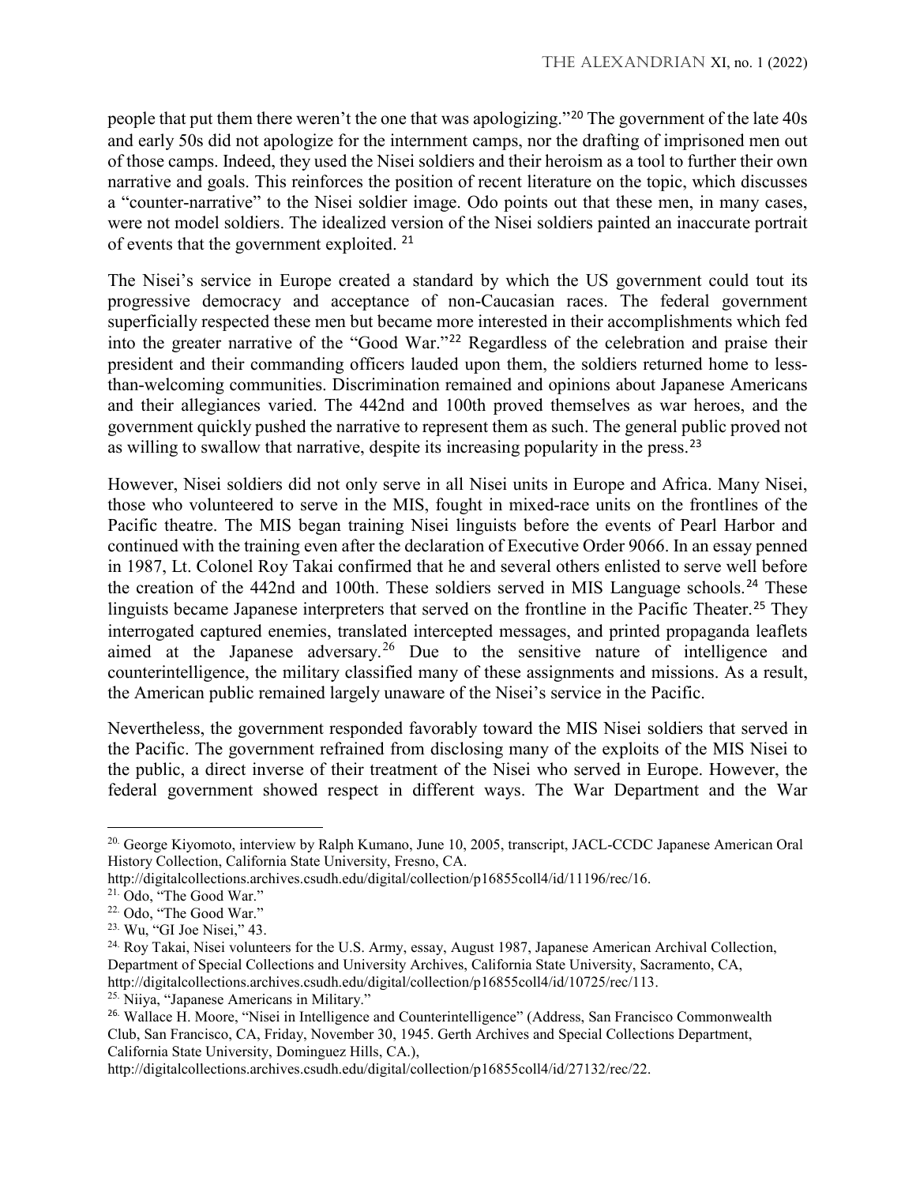people that put them there weren't the one that was apologizing."[20] The government of the late 40s and early 50s did not apologize for the internment camps, nor the drafting of imprisoned men out of those camps. Indeed, they used the Nisei soldiers and their heroism as a tool to further their own narrative and goals. This reinforces the position of recent literature on the topic, which discusses a "counter-narrative" to the Nisei soldier image. Odo points out that these men, in many cases, were not model soldiers. The idealized version of the Nisei soldiers painted an inaccurate portrait of events that the government exploited. [21]

The Nisei's service in Europe created a standard by which the US government could tout its progressive democracy and acceptance of non-Caucasian races. The federal government superficially respected these men but became more interested in their accomplishments which fed into the greater narrative of the "Good War."[22] Regardless of the celebration and praise their president and their commanding officers lauded upon them, the soldiers returned home to less-than-welcoming communities. Discrimination remained and opinions about Japanese Americans and their allegiances varied. The 442nd and 100th proved themselves as war heroes, and the government quickly pushed the narrative to represent them as such. The general public proved not as willing to swallow that narrative, despite its increasing popularity in the press.[23]

However, Nisei soldiers did not only serve in all Nisei units in Europe and Africa. Many Nisei, those who volunteered to serve in the MIS, fought in mixed-race units on the frontlines of the Pacific theatre. The MIS began training Nisei linguists before the events of Pearl Harbor and continued with the training even after the declaration of Executive Order 9066. In an essay penned in 1987, Lt. Colonel Roy Takai confirmed that he and several others enlisted to serve well before the creation of the 442nd and 100th. These soldiers served in MIS Language schools.[24] These linguists became Japanese interpreters that served on the frontline in the Pacific Theater.[25] They interrogated captured enemies, translated intercepted messages, and printed propaganda leaflets aimed at the Japanese adversary.[26] Due to the sensitive nature of intelligence and counterintelligence, the military classified many of these assignments and missions. As a result, the American public remained largely unaware of the Nisei's service in the Pacific.

Nevertheless, the government responded favorably toward the MIS Nisei soldiers that served in the Pacific. The government refrained from disclosing many of the exploits of the MIS Nisei to the public, a direct inverse of their treatment of the Nisei who served in Europe. However, the federal government showed respect in different ways. The War Department and the War

---

20. George Kiyomoto, interview by Ralph Kumano, June 10, 2005, transcript, JACL-CCDC Japanese American Oral History Collection, California State University, Fresno, CA. http://digitalcollections.archives.csudh.edu/digital/collection/p16855coll4/id/11196/rec/16.

21. Odo, "The Good War."

22. Odo, "The Good War."

23. Wu, "GI Joe Nisei," 43.

24. Roy Takai, Nisei volunteers for the U.S. Army, essay, August 1987, Japanese American Archival Collection, Department of Special Collections and University Archives, California State University, Sacramento, CA, http://digitalcollections.archives.csudh.edu/digital/collection/p16855coll4/id/10725/rec/113.

25. Niiya, "Japanese Americans in Military."

26. Wallace H. Moore, "Nisei in Intelligence and Counterintelligence" (Address, San Francisco Commonwealth Club, San Francisco, CA, Friday, November 30, 1945. Gerth Archives and Special Collections Department, California State University, Dominguez Hills, CA.), http://digitalcollections.archives.csudh.edu/digital/collection/p16855coll4/id/27132/rec/22.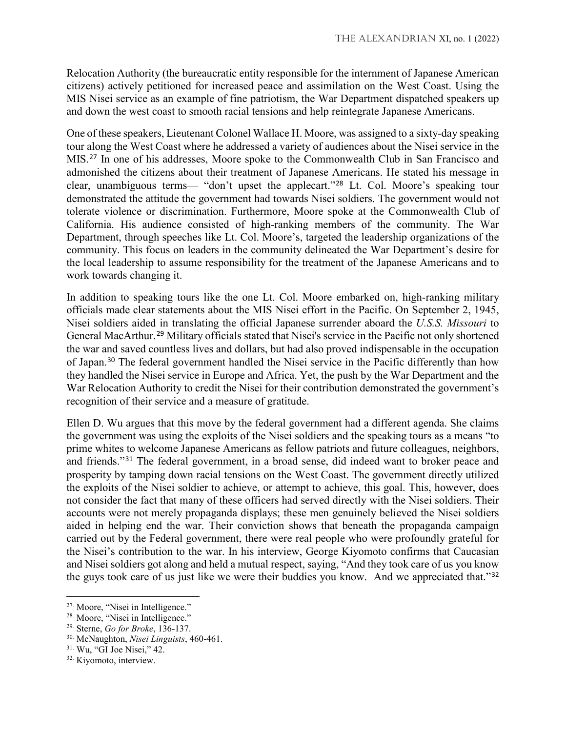Relocation Authority (the bureaucratic entity responsible for the internment of Japanese American citizens) actively petitioned for increased peace and assimilation on the West Coast. Using the MIS Nisei service as an example of fine patriotism, the War Department dispatched speakers up and down the west coast to smooth racial tensions and help reintegrate Japanese Americans.

One of these speakers, Lieutenant Colonel Wallace H. Moore, was assigned to a sixty-day speaking tour along the West Coast where he addressed a variety of audiences about the Nisei service in the MIS.[27] In one of his addresses, Moore spoke to the Commonwealth Club in San Francisco and admonished the citizens about their treatment of Japanese Americans. He stated his message in clear, unambiguous terms— "don't upset the applecart."[28] Lt. Col. Moore's speaking tour demonstrated the attitude the government had towards Nisei soldiers. The government would not tolerate violence or discrimination. Furthermore, Moore spoke at the Commonwealth Club of California. His audience consisted of high-ranking members of the community. The War Department, through speeches like Lt. Col. Moore's, targeted the leadership organizations of the community. This focus on leaders in the community delineated the War Department's desire for the local leadership to assume responsibility for the treatment of the Japanese Americans and to work towards changing it.

In addition to speaking tours like the one Lt. Col. Moore embarked on, high-ranking military officials made clear statements about the MIS Nisei effort in the Pacific. On September 2, 1945, Nisei soldiers aided in translating the official Japanese surrender aboard the *U.S.S. Missouri* to General MacArthur.[29] Military officials stated that Nisei's service in the Pacific not only shortened the war and saved countless lives and dollars, but had also proved indispensable in the occupation of Japan.[30] The federal government handled the Nisei service in the Pacific differently than how they handled the Nisei service in Europe and Africa. Yet, the push by the War Department and the War Relocation Authority to credit the Nisei for their contribution demonstrated the government's recognition of their service and a measure of gratitude.

Ellen D. Wu argues that this move by the federal government had a different agenda. She claims the government was using the exploits of the Nisei soldiers and the speaking tours as a means "to prime whites to welcome Japanese Americans as fellow patriots and future colleagues, neighbors, and friends."[31] The federal government, in a broad sense, did indeed want to broker peace and prosperity by tamping down racial tensions on the West Coast. The government directly utilized the exploits of the Nisei soldier to achieve, or attempt to achieve, this goal. This, however, does not consider the fact that many of these officers had served directly with the Nisei soldiers. Their accounts were not merely propaganda displays; these men genuinely believed the Nisei soldiers aided in helping end the war. Their conviction shows that beneath the propaganda campaign carried out by the Federal government, there were real people who were profoundly grateful for the Nisei's contribution to the war. In his interview, George Kiyomoto confirms that Caucasian and Nisei soldiers got along and held a mutual respect, saying, "And they took care of us you know the guys took care of us just like we were their buddies you know. And we appreciated that."[32]

---

27. Moore, "Nisei in Intelligence."
28. Moore, "Nisei in Intelligence."
29. Sterne, *Go for Broke*, 136-137.
30. McNaughton, *Nisei Linguists*, 460-461.
31. Wu, "GI Joe Nisei," 42.
32. Kiyomoto, interview.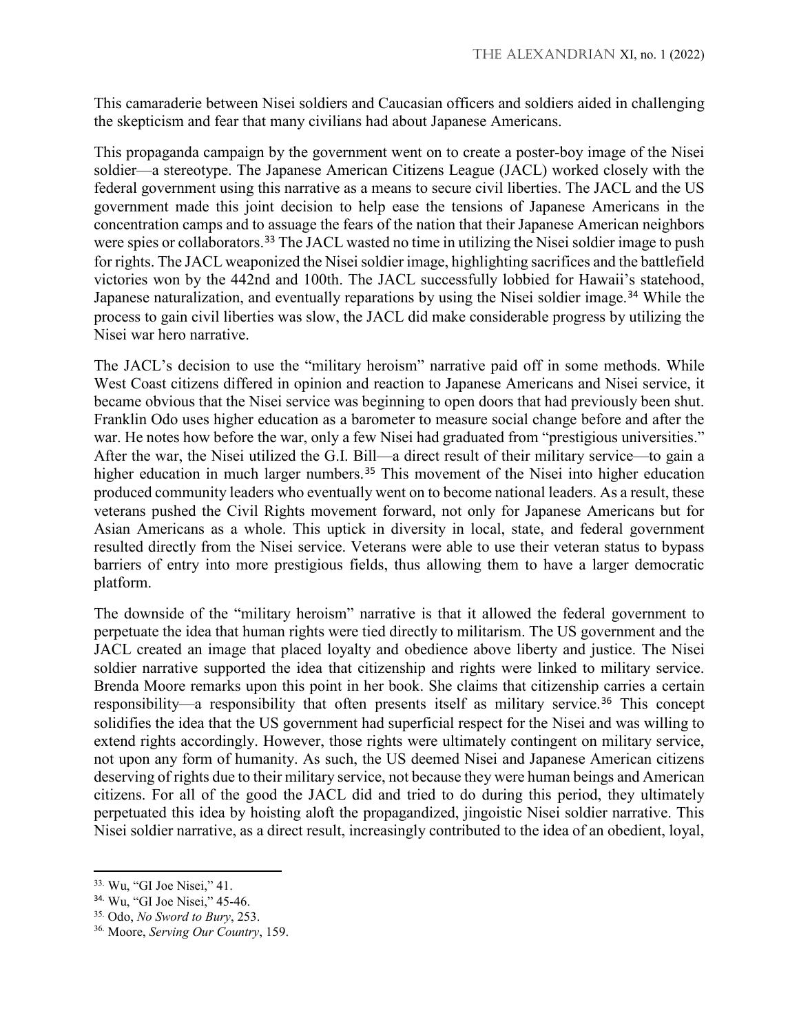This camaraderie between Nisei soldiers and Caucasian officers and soldiers aided in challenging the skepticism and fear that many civilians had about Japanese Americans.

This propaganda campaign by the government went on to create a poster-boy image of the Nisei soldier—a stereotype. The Japanese American Citizens League (JACL) worked closely with the federal government using this narrative as a means to secure civil liberties. The JACL and the US government made this joint decision to help ease the tensions of Japanese Americans in the concentration camps and to assuage the fears of the nation that their Japanese American neighbors were spies or collaborators.[33] The JACL wasted no time in utilizing the Nisei soldier image to push for rights. The JACL weaponized the Nisei soldier image, highlighting sacrifices and the battlefield victories won by the 442nd and 100th. The JACL successfully lobbied for Hawaii's statehood, Japanese naturalization, and eventually reparations by using the Nisei soldier image.[34] While the process to gain civil liberties was slow, the JACL did make considerable progress by utilizing the Nisei war hero narrative.

The JACL's decision to use the "military heroism" narrative paid off in some methods. While West Coast citizens differed in opinion and reaction to Japanese Americans and Nisei service, it became obvious that the Nisei service was beginning to open doors that had previously been shut. Franklin Odo uses higher education as a barometer to measure social change before and after the war. He notes how before the war, only a few Nisei had graduated from "prestigious universities." After the war, the Nisei utilized the G.I. Bill—a direct result of their military service—to gain a higher education in much larger numbers.[35] This movement of the Nisei into higher education produced community leaders who eventually went on to become national leaders. As a result, these veterans pushed the Civil Rights movement forward, not only for Japanese Americans but for Asian Americans as a whole. This uptick in diversity in local, state, and federal government resulted directly from the Nisei service. Veterans were able to use their veteran status to bypass barriers of entry into more prestigious fields, thus allowing them to have a larger democratic platform.

The downside of the "military heroism" narrative is that it allowed the federal government to perpetuate the idea that human rights were tied directly to militarism. The US government and the JACL created an image that placed loyalty and obedience above liberty and justice. The Nisei soldier narrative supported the idea that citizenship and rights were linked to military service. Brenda Moore remarks upon this point in her book. She claims that citizenship carries a certain responsibility—a responsibility that often presents itself as military service.[36] This concept solidifies the idea that the US government had superficial respect for the Nisei and was willing to extend rights accordingly. However, those rights were ultimately contingent on military service, not upon any form of humanity. As such, the US deemed Nisei and Japanese American citizens deserving of rights due to their military service, not because they were human beings and American citizens. For all of the good the JACL did and tried to do during this period, they ultimately perpetuated this idea by hoisting aloft the propagandized, jingoistic Nisei soldier narrative. This Nisei soldier narrative, as a direct result, increasingly contributed to the idea of an obedient, loyal,

---

33. Wu, "GI Joe Nisei," 41.

34. Wu, "GI Joe Nisei," 45-46.

35. Odo, *No Sword to Bury*, 253.

36. Moore, *Serving Our Country*, 159.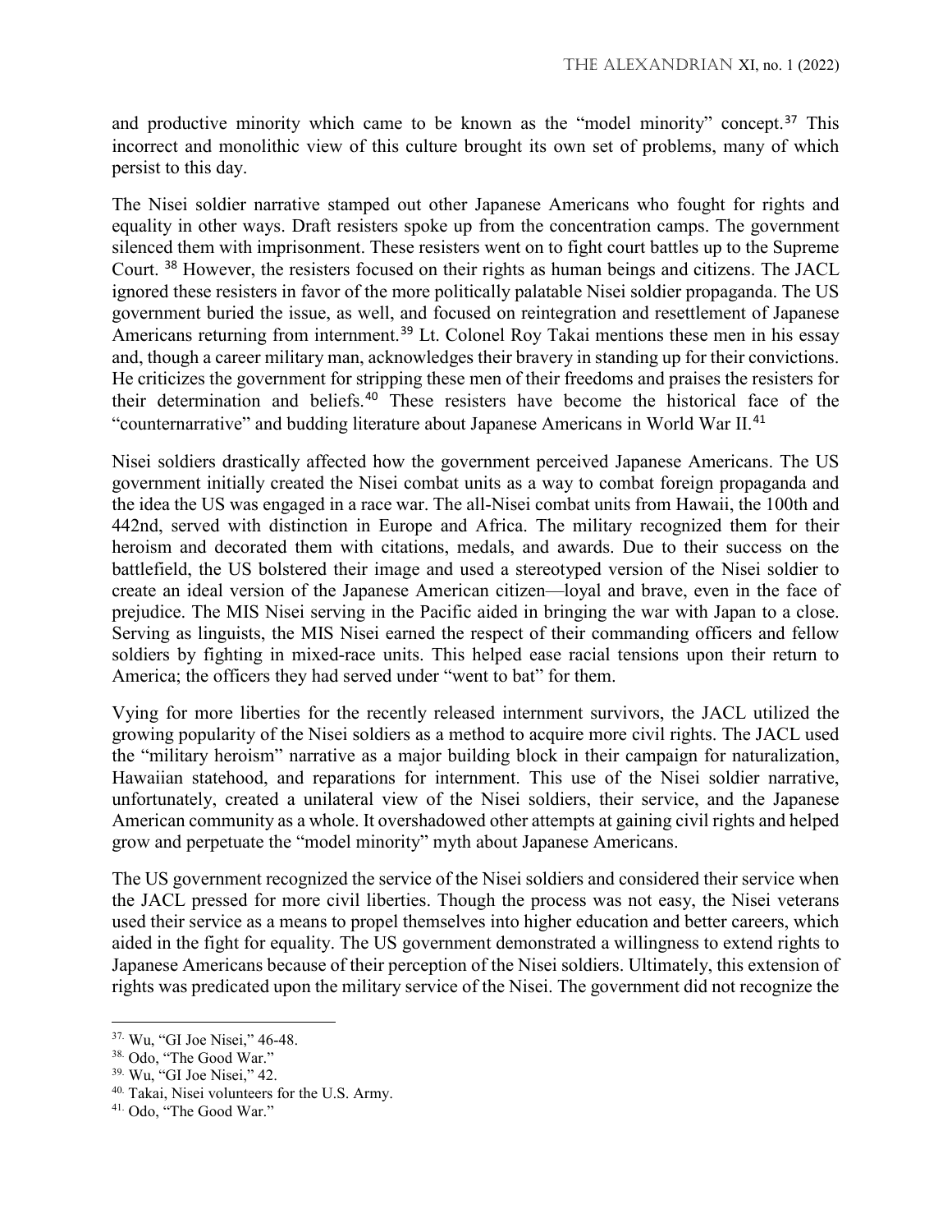and productive minority which came to be known as the "model minority" concept.[37] This incorrect and monolithic view of this culture brought its own set of problems, many of which persist to this day.

The Nisei soldier narrative stamped out other Japanese Americans who fought for rights and equality in other ways. Draft resisters spoke up from the concentration camps. The government silenced them with imprisonment. These resisters went on to fight court battles up to the Supreme Court. [38] However, the resisters focused on their rights as human beings and citizens. The JACL ignored these resisters in favor of the more politically palatable Nisei soldier propaganda. The US government buried the issue, as well, and focused on reintegration and resettlement of Japanese Americans returning from internment.[39] Lt. Colonel Roy Takai mentions these men in his essay and, though a career military man, acknowledges their bravery in standing up for their convictions. He criticizes the government for stripping these men of their freedoms and praises the resisters for their determination and beliefs.[40] These resisters have become the historical face of the "counternarrative" and budding literature about Japanese Americans in World War II.[41]

Nisei soldiers drastically affected how the government perceived Japanese Americans. The US government initially created the Nisei combat units as a way to combat foreign propaganda and the idea the US was engaged in a race war. The all-Nisei combat units from Hawaii, the 100th and 442nd, served with distinction in Europe and Africa. The military recognized them for their heroism and decorated them with citations, medals, and awards. Due to their success on the battlefield, the US bolstered their image and used a stereotyped version of the Nisei soldier to create an ideal version of the Japanese American citizen—loyal and brave, even in the face of prejudice. The MIS Nisei serving in the Pacific aided in bringing the war with Japan to a close. Serving as linguists, the MIS Nisei earned the respect of their commanding officers and fellow soldiers by fighting in mixed-race units. This helped ease racial tensions upon their return to America; the officers they had served under "went to bat" for them.

Vying for more liberties for the recently released internment survivors, the JACL utilized the growing popularity of the Nisei soldiers as a method to acquire more civil rights. The JACL used the "military heroism" narrative as a major building block in their campaign for naturalization, Hawaiian statehood, and reparations for internment. This use of the Nisei soldier narrative, unfortunately, created a unilateral view of the Nisei soldiers, their service, and the Japanese American community as a whole. It overshadowed other attempts at gaining civil rights and helped grow and perpetuate the "model minority" myth about Japanese Americans.

The US government recognized the service of the Nisei soldiers and considered their service when the JACL pressed for more civil liberties. Though the process was not easy, the Nisei veterans used their service as a means to propel themselves into higher education and better careers, which aided in the fight for equality. The US government demonstrated a willingness to extend rights to Japanese Americans because of their perception of the Nisei soldiers. Ultimately, this extension of rights was predicated upon the military service of the Nisei. The government did not recognize the

---

37. Wu, "GI Joe Nisei," 46-48.
38. Odo, "The Good War."
39. Wu, "GI Joe Nisei," 42.
40. Takai, Nisei volunteers for the U.S. Army.
41. Odo, "The Good War."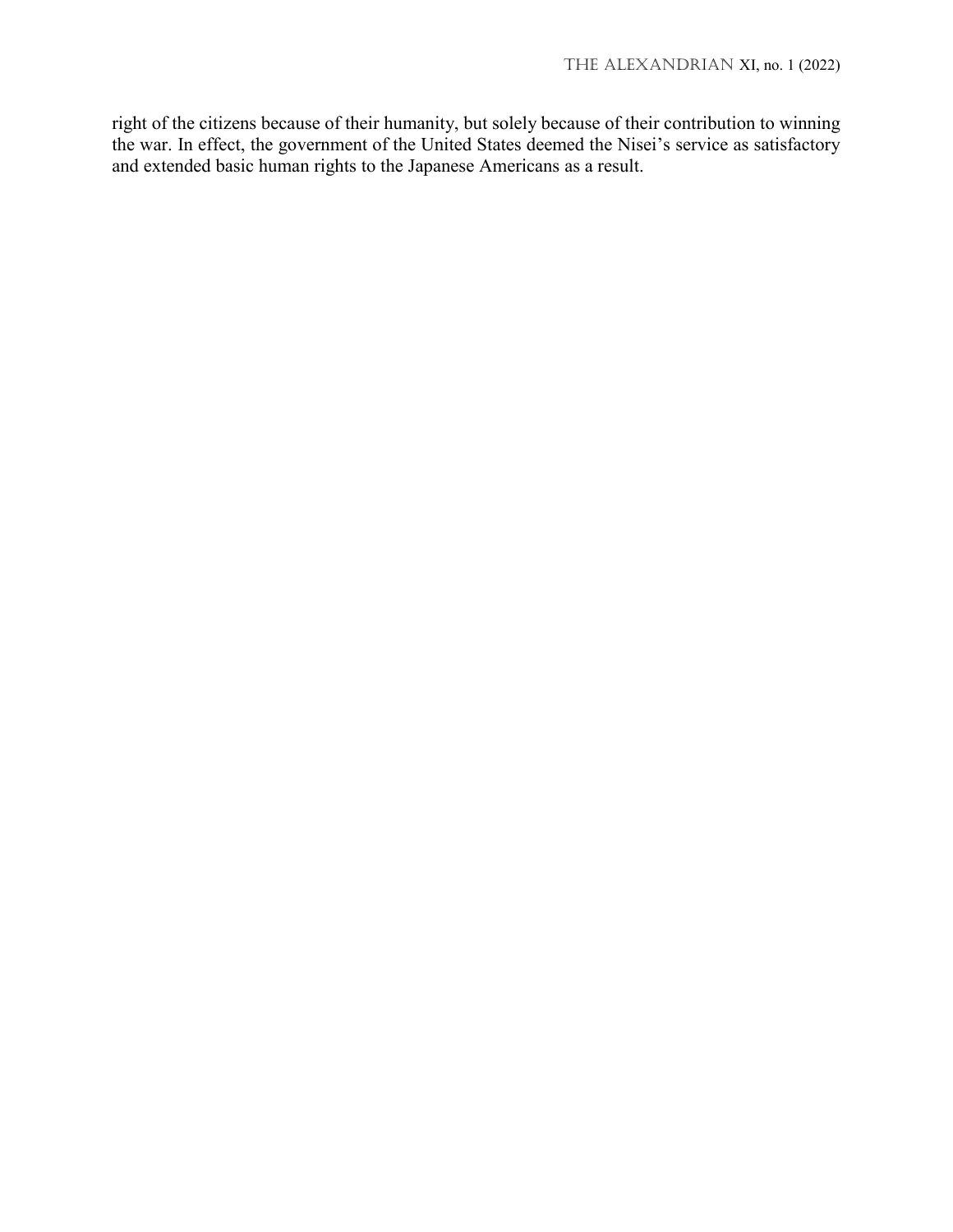right of the citizens because of their humanity, but solely because of their contribution to winning the war. In effect, the government of the United States deemed the Nisei's service as satisfactory and extended basic human rights to the Japanese Americans as a result.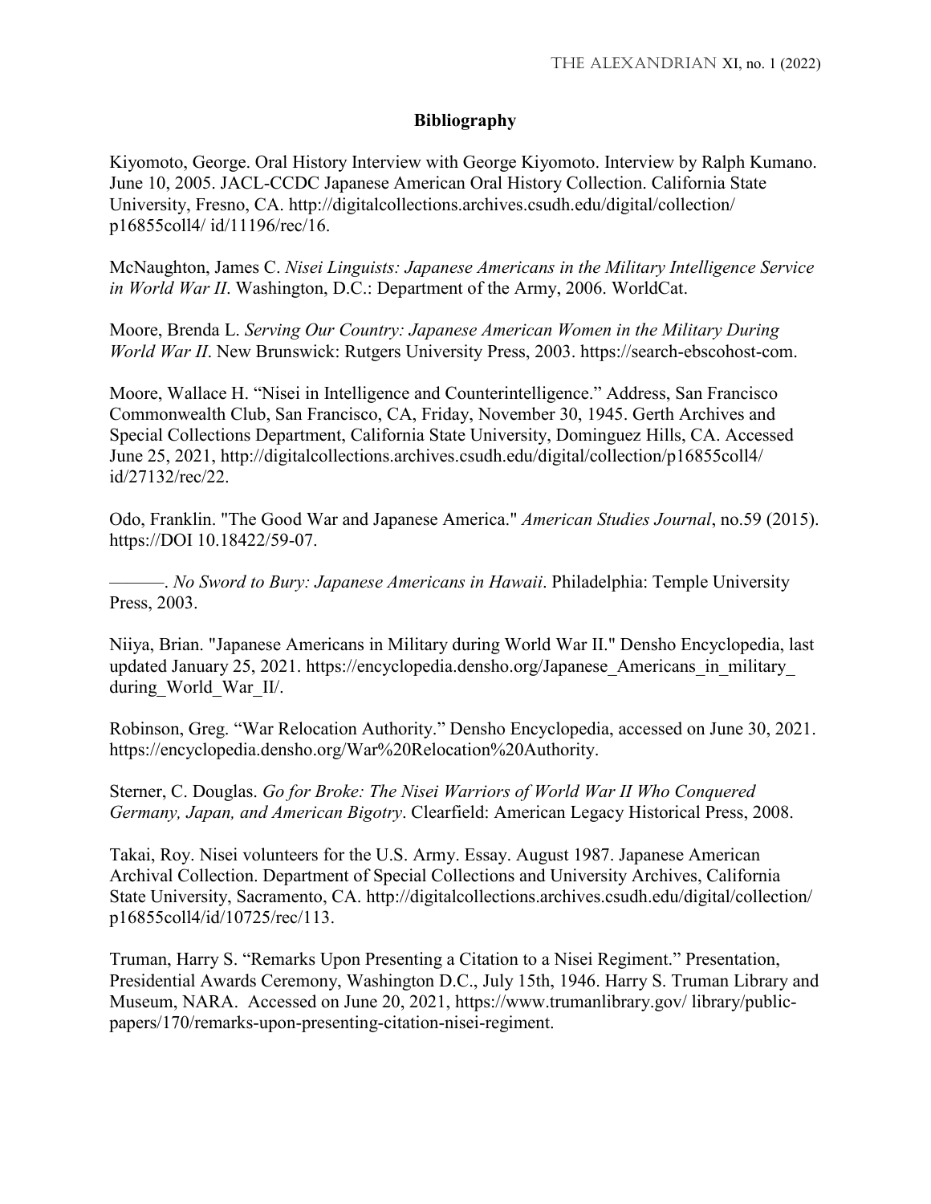## Bibliography

Kiyomoto, George. Oral History Interview with George Kiyomoto. Interview by Ralph Kumano. June 10, 2005. JACL-CCDC Japanese American Oral History Collection. California State University, Fresno, CA. http://digitalcollections.archives.csudh.edu/digital/collection/p16855coll4/ id/11196/rec/16.

McNaughton, James C. *Nisei Linguists: Japanese Americans in the Military Intelligence Service in World War II*. Washington, D.C.: Department of the Army, 2006. WorldCat.

Moore, Brenda L. *Serving Our Country: Japanese American Women in the Military During World War II*. New Brunswick: Rutgers University Press, 2003. https://search-ebscohost-com.

Moore, Wallace H. "Nisei in Intelligence and Counterintelligence." Address, San Francisco Commonwealth Club, San Francisco, CA, Friday, November 30, 1945. Gerth Archives and Special Collections Department, California State University, Dominguez Hills, CA. Accessed June 25, 2021, http://digitalcollections.archives.csudh.edu/digital/collection/p16855coll4/ id/27132/rec/22.

Odo, Franklin. "The Good War and Japanese America." *American Studies Journal*, no.59 (2015). https://DOI 10.18422/59-07.

———. *No Sword to Bury: Japanese Americans in Hawaii*. Philadelphia: Temple University Press, 2003.

Niiya, Brian. "Japanese Americans in Military during World War II." Densho Encyclopedia, last updated January 25, 2021. https://encyclopedia.densho.org/Japanese_Americans_in_military_ during_World_War_II/.

Robinson, Greg. "War Relocation Authority." Densho Encyclopedia, accessed on June 30, 2021. https://encyclopedia.densho.org/War%20Relocation%20Authority.

Sterner, C. Douglas. *Go for Broke: The Nisei Warriors of World War II Who Conquered Germany, Japan, and American Bigotry*. Clearfield: American Legacy Historical Press, 2008.

Takai, Roy. Nisei volunteers for the U.S. Army. Essay. August 1987. Japanese American Archival Collection. Department of Special Collections and University Archives, California State University, Sacramento, CA. http://digitalcollections.archives.csudh.edu/digital/collection/p16855coll4/id/10725/rec/113.

Truman, Harry S. "Remarks Upon Presenting a Citation to a Nisei Regiment." Presentation, Presidential Awards Ceremony, Washington D.C., July 15th, 1946. Harry S. Truman Library and Museum, NARA. Accessed on June 20, 2021, https://www.trumanlibrary.gov/ library/public-papers/170/remarks-upon-presenting-citation-nisei-regiment.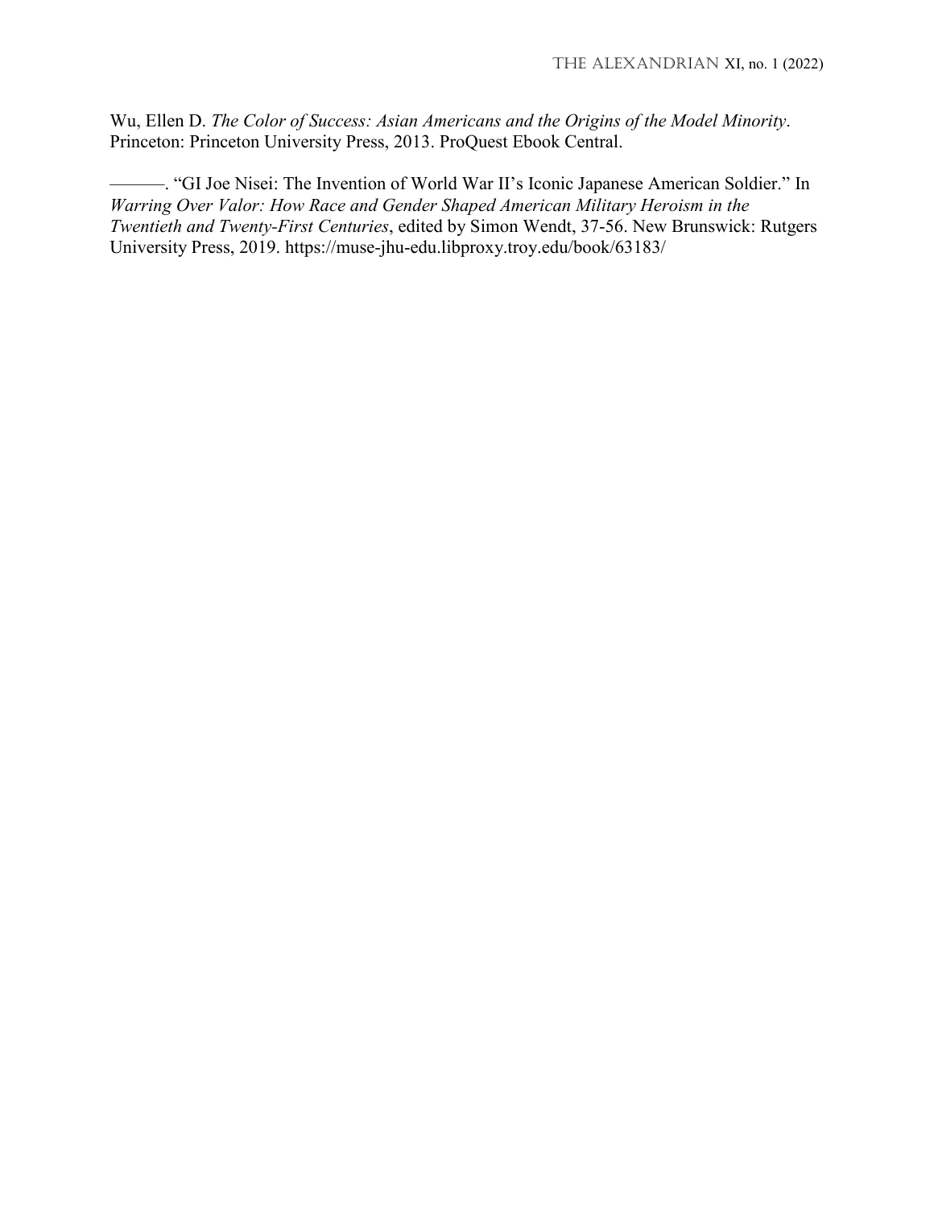Wu, Ellen D. *The Color of Success: Asian Americans and the Origins of the Model Minority*. Princeton: Princeton University Press, 2013. ProQuest Ebook Central.

———. "GI Joe Nisei: The Invention of World War II's Iconic Japanese American Soldier." In *Warring Over Valor: How Race and Gender Shaped American Military Heroism in the Twentieth and Twenty-First Centuries*, edited by Simon Wendt, 37-56. New Brunswick: Rutgers University Press, 2019. https://muse-jhu-edu.libproxy.troy.edu/book/63183/